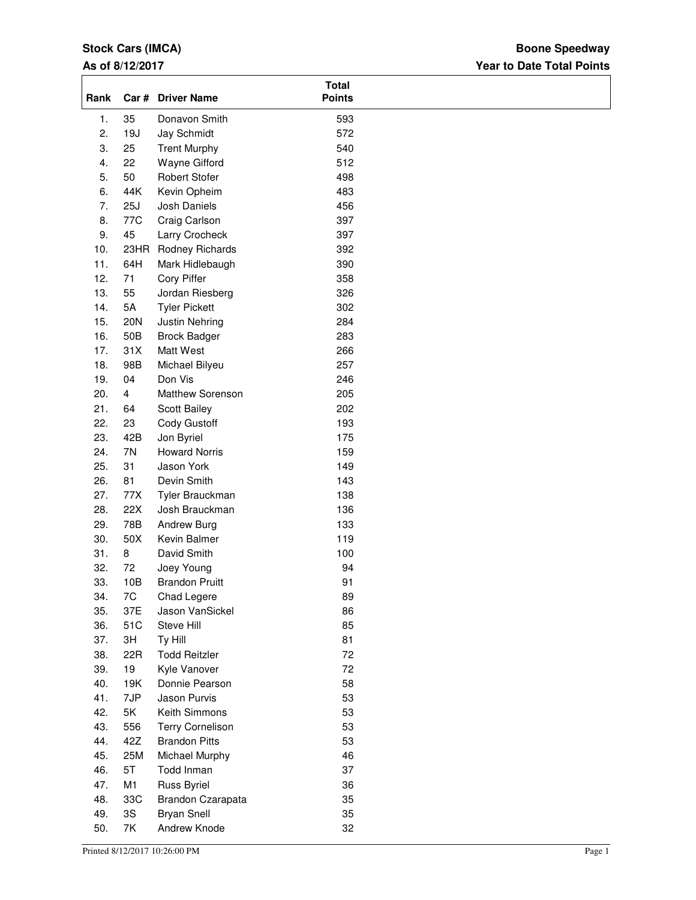**Stock Cars (IMCA)** **Boone Speedway**

**As of 8/12/2017** **Year to Date Total Points**

| Rank | Car # | Driver Name | Total Points |
|---|---|---|---|
| 1. | 35 | Donavon Smith | 593 |
| 2. | 19J | Jay Schmidt | 572 |
| 3. | 25 | Trent Murphy | 540 |
| 4. | 22 | Wayne Gifford | 512 |
| 5. | 50 | Robert Stofer | 498 |
| 6. | 44K | Kevin Opheim | 483 |
| 7. | 25J | Josh Daniels | 456 |
| 8. | 77C | Craig Carlson | 397 |
| 9. | 45 | Larry Crocheck | 397 |
| 10. | 23HR | Rodney Richards | 392 |
| 11. | 64H | Mark Hidlebaugh | 390 |
| 12. | 71 | Cory Piffer | 358 |
| 13. | 55 | Jordan Riesberg | 326 |
| 14. | 5A | Tyler Pickett | 302 |
| 15. | 20N | Justin Nehring | 284 |
| 16. | 50B | Brock Badger | 283 |
| 17. | 31X | Matt West | 266 |
| 18. | 98B | Michael Bilyeu | 257 |
| 19. | 04 | Don Vis | 246 |
| 20. | 4 | Matthew Sorenson | 205 |
| 21. | 64 | Scott Bailey | 202 |
| 22. | 23 | Cody Gustoff | 193 |
| 23. | 42B | Jon Byriel | 175 |
| 24. | 7N | Howard Norris | 159 |
| 25. | 31 | Jason York | 149 |
| 26. | 81 | Devin Smith | 143 |
| 27. | 77X | Tyler Brauckman | 138 |
| 28. | 22X | Josh Brauckman | 136 |
| 29. | 78B | Andrew Burg | 133 |
| 30. | 50X | Kevin Balmer | 119 |
| 31. | 8 | David Smith | 100 |
| 32. | 72 | Joey Young | 94 |
| 33. | 10B | Brandon Pruitt | 91 |
| 34. | 7C | Chad Legere | 89 |
| 35. | 37E | Jason VanSickel | 86 |
| 36. | 51C | Steve Hill | 85 |
| 37. | 3H | Ty Hill | 81 |
| 38. | 22R | Todd Reitzler | 72 |
| 39. | 19 | Kyle Vanover | 72 |
| 40. | 19K | Donnie Pearson | 58 |
| 41. | 7JP | Jason Purvis | 53 |
| 42. | 5K | Keith Simmons | 53 |
| 43. | 556 | Terry Cornelison | 53 |
| 44. | 42Z | Brandon Pitts | 53 |
| 45. | 25M | Michael Murphy | 46 |
| 46. | 5T | Todd Inman | 37 |
| 47. | M1 | Russ Byriel | 36 |
| 48. | 33C | Brandon Czarapata | 35 |
| 49. | 3S | Bryan Snell | 35 |
| 50. | 7K | Andrew Knode | 32 |

Printed 8/12/2017 10:26:00 PM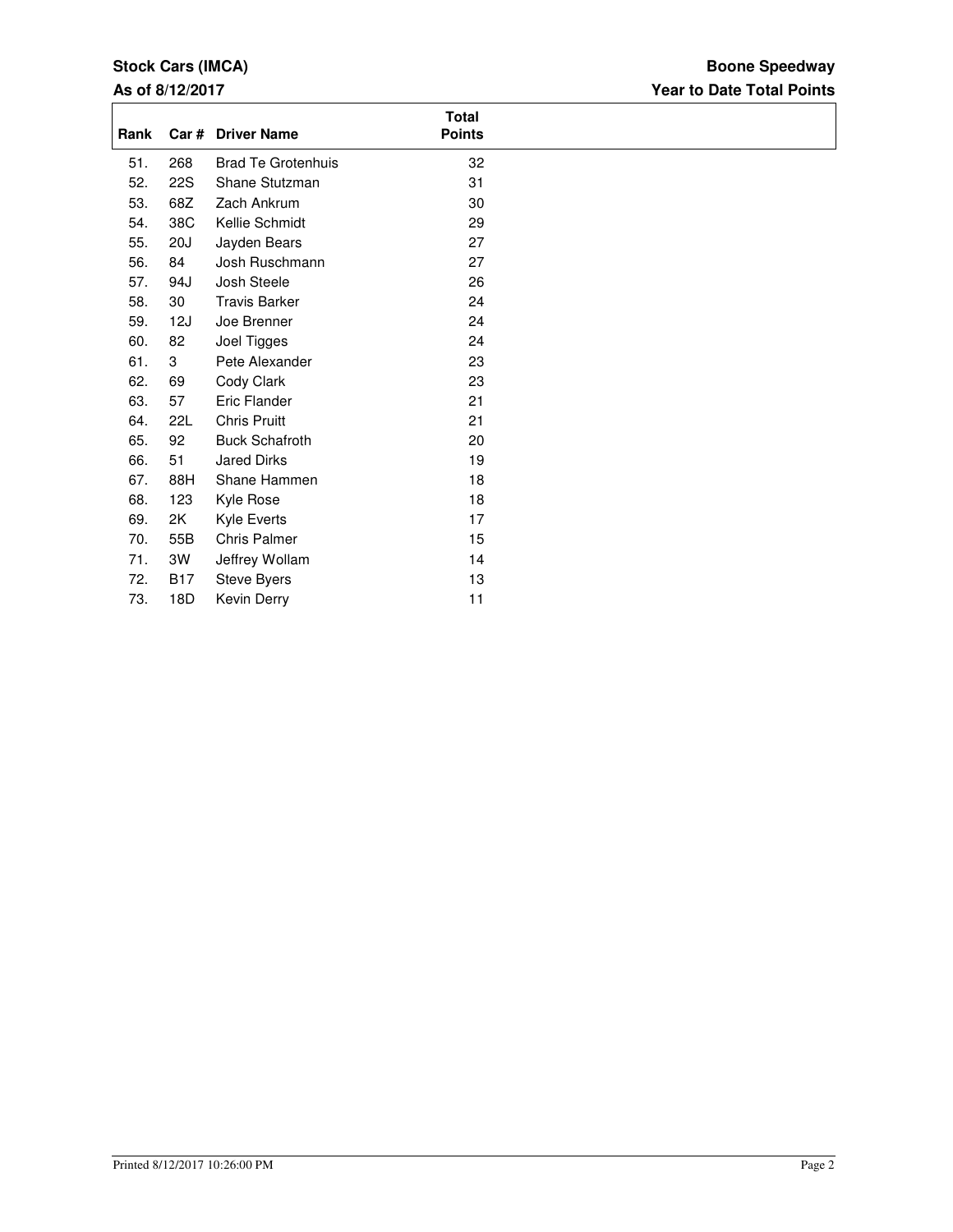**Stock Cars (IMCA)**
**As of 8/12/2017**

**Boone Speedway**
**Year to Date Total Points**

| Rank | Car # | Driver Name | Total Points |
|---|---|---|---|
| 51. | 268 | Brad Te Grotenhuis | 32 |
| 52. | 22S | Shane Stutzman | 31 |
| 53. | 68Z | Zach Ankrum | 30 |
| 54. | 38C | Kellie Schmidt | 29 |
| 55. | 20J | Jayden Bears | 27 |
| 56. | 84 | Josh Ruschmann | 27 |
| 57. | 94J | Josh Steele | 26 |
| 58. | 30 | Travis Barker | 24 |
| 59. | 12J | Joe Brenner | 24 |
| 60. | 82 | Joel Tigges | 24 |
| 61. | 3 | Pete Alexander | 23 |
| 62. | 69 | Cody Clark | 23 |
| 63. | 57 | Eric Flander | 21 |
| 64. | 22L | Chris Pruitt | 21 |
| 65. | 92 | Buck Schafroth | 20 |
| 66. | 51 | Jared Dirks | 19 |
| 67. | 88H | Shane Hammen | 18 |
| 68. | 123 | Kyle Rose | 18 |
| 69. | 2K | Kyle Everts | 17 |
| 70. | 55B | Chris Palmer | 15 |
| 71. | 3W | Jeffrey Wollam | 14 |
| 72. | B17 | Steve Byers | 13 |
| 73. | 18D | Kevin Derry | 11 |

Printed 8/12/2017 10:26:00 PM